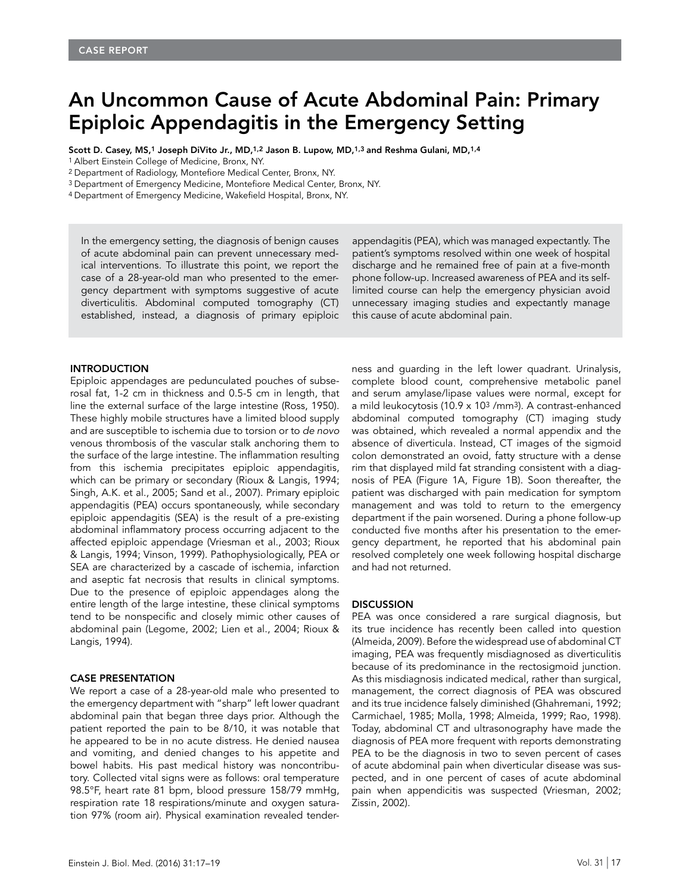CASE REPORT

# An Uncommon Cause of Acute Abdominal Pain: Primary Epiploic Appendagitis in the Emergency Setting

**Scott D. Casey, MS,[1] Joseph DiVito Jr., MD,[1,2] Jason B. Lupow, MD,[1,3] and Reshma Gulani, MD,[1,4]**

[1] Albert Einstein College of Medicine, Bronx, NY.
[2] Department of Radiology, Montefiore Medical Center, Bronx, NY.
[3] Department of Emergency Medicine, Montefiore Medical Center, Bronx, NY.
[4] Department of Emergency Medicine, Wakefield Hospital, Bronx, NY.

In the emergency setting, the diagnosis of benign causes of acute abdominal pain can prevent unnecessary medical interventions. To illustrate this point, we report the case of a 28-year-old man who presented to the emergency department with symptoms suggestive of acute diverticulitis. Abdominal computed tomography (CT) established, instead, a diagnosis of primary epiploic appendagitis (PEA), which was managed expectantly. The patient's symptoms resolved within one week of hospital discharge and he remained free of pain at a five-month phone follow-up. Increased awareness of PEA and its self-limited course can help the emergency physician avoid unnecessary imaging studies and expectantly manage this cause of acute abdominal pain.

## INTRODUCTION

Epiploic appendages are pedunculated pouches of subserosal fat, 1-2 cm in thickness and 0.5-5 cm in length, that line the external surface of the large intestine (Ross, 1950). These highly mobile structures have a limited blood supply and are susceptible to ischemia due to torsion or to *de novo* venous thrombosis of the vascular stalk anchoring them to the surface of the large intestine. The inflammation resulting from this ischemia precipitates epiploic appendagitis, which can be primary or secondary (Rioux & Langis, 1994; Singh, A.K. et al., 2005; Sand et al., 2007). Primary epiploic appendagitis (PEA) occurs spontaneously, while secondary epiploic appendagitis (SEA) is the result of a pre-existing abdominal inflammatory process occurring adjacent to the affected epiploic appendage (Vriesman et al., 2003; Rioux & Langis, 1994; Vinson, 1999). Pathophysiologically, PEA or SEA are characterized by a cascade of ischemia, infarction and aseptic fat necrosis that results in clinical symptoms. Due to the presence of epiploic appendages along the entire length of the large intestine, these clinical symptoms tend to be nonspecific and closely mimic other causes of abdominal pain (Legome, 2002; Lien et al., 2004; Rioux & Langis, 1994).

## CASE PRESENTATION

We report a case of a 28-year-old male who presented to the emergency department with "sharp" left lower quadrant abdominal pain that began three days prior. Although the patient reported the pain to be 8/10, it was notable that he appeared to be in no acute distress. He denied nausea and vomiting, and denied changes to his appetite and bowel habits. His past medical history was noncontributory. Collected vital signs were as follows: oral temperature 98.5°F, heart rate 81 bpm, blood pressure 158/79 mmHg, respiration rate 18 respirations/minute and oxygen saturation 97% (room air). Physical examination revealed tenderness and guarding in the left lower quadrant. Urinalysis, complete blood count, comprehensive metabolic panel and serum amylase/lipase values were normal, except for a mild leukocytosis ($10.9 \times 10^3$ /mm$^3$). A contrast-enhanced abdominal computed tomography (CT) imaging study was obtained, which revealed a normal appendix and the absence of diverticula. Instead, CT images of the sigmoid colon demonstrated an ovoid, fatty structure with a dense rim that displayed mild fat stranding consistent with a diagnosis of PEA (Figure 1A, Figure 1B). Soon thereafter, the patient was discharged with pain medication for symptom management and was told to return to the emergency department if the pain worsened. During a phone follow-up conducted five months after his presentation to the emergency department, he reported that his abdominal pain resolved completely one week following hospital discharge and had not returned.

## DISCUSSION

PEA was once considered a rare surgical diagnosis, but its true incidence has recently been called into question (Almeida, 2009). Before the widespread use of abdominal CT imaging, PEA was frequently misdiagnosed as diverticulitis because of its predominance in the rectosigmoid junction. As this misdiagnosis indicated medical, rather than surgical, management, the correct diagnosis of PEA was obscured and its true incidence falsely diminished (Ghahremani, 1992; Carmichael, 1985; Molla, 1998; Almeida, 1999; Rao, 1998). Today, abdominal CT and ultrasonography have made the diagnosis of PEA more frequent with reports demonstrating PEA to be the diagnosis in two to seven percent of cases of acute abdominal pain when diverticular disease was suspected, and in one percent of cases of acute abdominal pain when appendicitis was suspected (Vriesman, 2002; Zissin, 2002).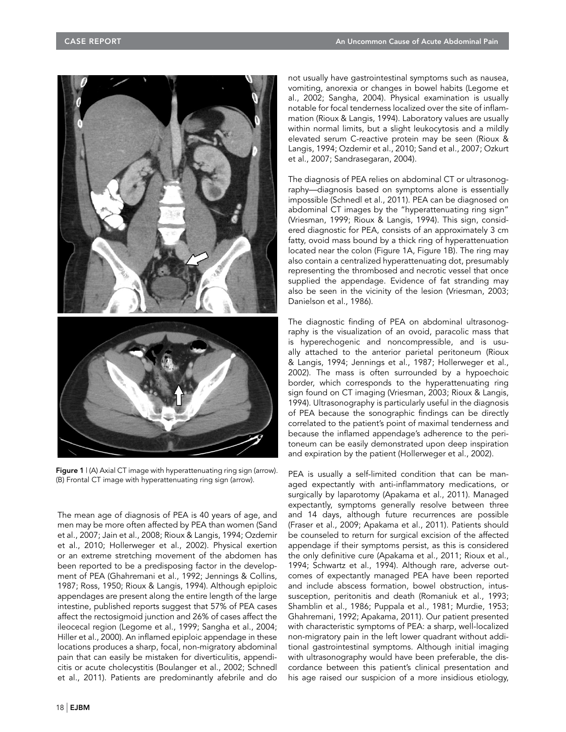Figure 1 | (A) Axial CT image with hyperattenuating ring sign (arrow). (B) Frontal CT image with hyperattenuating ring sign (arrow).

The mean age of diagnosis of PEA is 40 years of age, and men may be more often affected by PEA than women (Sand et al., 2007; Jain et al., 2008; Rioux & Langis, 1994; Ozdemir et al., 2010; Hollerweger et al., 2002). Physical exertion or an extreme stretching movement of the abdomen has been reported to be a predisposing factor in the development of PEA (Ghahremani et al., 1992; Jennings & Collins, 1987; Ross, 1950; Rioux & Langis, 1994). Although epiploic appendages are present along the entire length of the large intestine, published reports suggest that 57% of PEA cases affect the rectosigmoid junction and 26% of cases affect the ileocecal region (Legome et al., 1999; Sangha et al., 2004; Hiller et al., 2000). An inflamed epiploic appendage in these locations produces a sharp, focal, non-migratory abdominal pain that can easily be mistaken for diverticulitis, appendicitis or acute cholecystitis (Boulanger et al., 2002; Schnedl et al., 2011). Patients are predominantly afebrile and do not usually have gastrointestinal symptoms such as nausea, vomiting, anorexia or changes in bowel habits (Legome et al., 2002; Sangha, 2004). Physical examination is usually notable for focal tenderness localized over the site of inflammation (Rioux & Langis, 1994). Laboratory values are usually within normal limits, but a slight leukocytosis and a mildly elevated serum C-reactive protein may be seen (Rioux & Langis, 1994; Ozdemir et al., 2010; Sand et al., 2007; Ozkurt et al., 2007; Sandrasegaran, 2004).

The diagnosis of PEA relies on abdominal CT or ultrasonography—diagnosis based on symptoms alone is essentially impossible (Schnedl et al., 2011). PEA can be diagnosed on abdominal CT images by the "hyperattenuating ring sign" (Vriesman, 1999; Rioux & Langis, 1994). This sign, considered diagnostic for PEA, consists of an approximately 3 cm fatty, ovoid mass bound by a thick ring of hyperattenuation located near the colon (Figure 1A, Figure 1B). The ring may also contain a centralized hyperattenuating dot, presumably representing the thrombosed and necrotic vessel that once supplied the appendage. Evidence of fat stranding may also be seen in the vicinity of the lesion (Vriesman, 2003; Danielson et al., 1986).

The diagnostic finding of PEA on abdominal ultrasonography is the visualization of an ovoid, paracolic mass that is hyperechogenic and noncompressible, and is usually attached to the anterior parietal peritoneum (Rioux & Langis, 1994; Jennings et al., 1987; Hollerweger et al., 2002). The mass is often surrounded by a hypoechoic border, which corresponds to the hyperattenuating ring sign found on CT imaging (Vriesman, 2003; Rioux & Langis, 1994). Ultrasonography is particularly useful in the diagnosis of PEA because the sonographic findings can be directly correlated to the patient's point of maximal tenderness and because the inflamed appendage's adherence to the peritoneum can be easily demonstrated upon deep inspiration and expiration by the patient (Hollerweger et al., 2002).

PEA is usually a self-limited condition that can be managed expectantly with anti-inflammatory medications, or surgically by laparotomy (Apakama et al., 2011). Managed expectantly, symptoms generally resolve between three and 14 days, although future recurrences are possible (Fraser et al., 2009; Apakama et al., 2011). Patients should be counseled to return for surgical excision of the affected appendage if their symptoms persist, as this is considered the only definitive cure (Apakama et al., 2011; Rioux et al., 1994; Schwartz et al., 1994). Although rare, adverse outcomes of expectantly managed PEA have been reported and include abscess formation, bowel obstruction, intussusception, peritonitis and death (Romaniuk et al., 1993; Shamblin et al., 1986; Puppala et al., 1981; Murdie, 1953; Ghahremani, 1992; Apakama, 2011). Our patient presented with characteristic symptoms of PEA: a sharp, well-localized non-migratory pain in the left lower quadrant without additional gastrointestinal symptoms. Although initial imaging with ultrasonography would have been preferable, the discordance between this patient's clinical presentation and his age raised our suspicion of a more insidious etiology,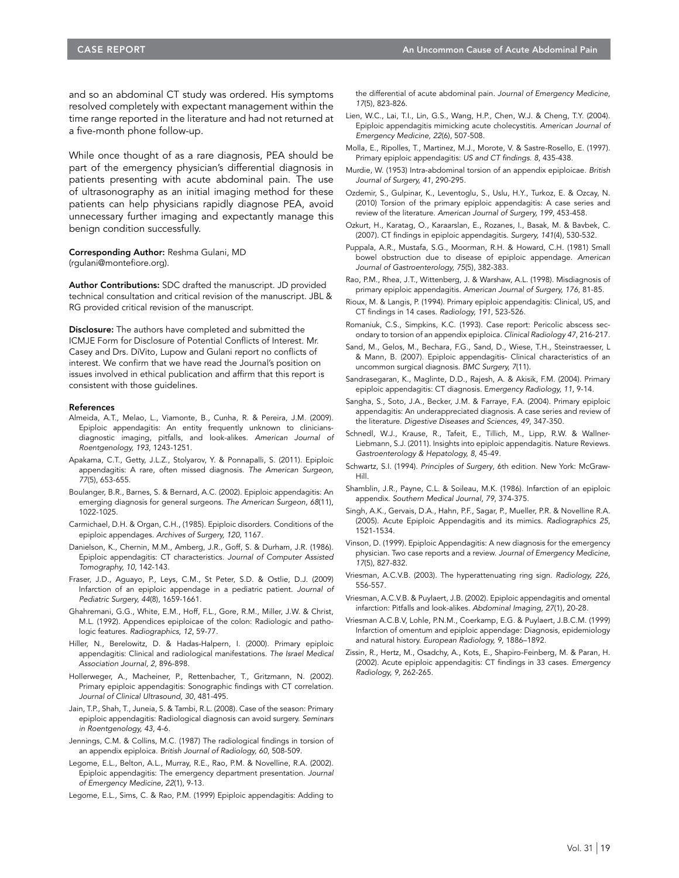and so an abdominal CT study was ordered. His symptoms resolved completely with expectant management within the time range reported in the literature and had not returned at a five-month phone follow-up.

While once thought of as a rare diagnosis, PEA should be part of the emergency physician's differential diagnosis in patients presenting with acute abdominal pain. The use of ultrasonography as an initial imaging method for these patients can help physicians rapidly diagnose PEA, avoid unnecessary further imaging and expectantly manage this benign condition successfully.

**Corresponding Author:** Reshma Gulani, MD (rgulani@montefiore.org).

**Author Contributions:** SDC drafted the manuscript. JD provided technical consultation and critical revision of the manuscript. JBL & RG provided critical revision of the manuscript.

**Disclosure:** The authors have completed and submitted the ICMJE Form for Disclosure of Potential Conflicts of Interest. Mr. Casey and Drs. DiVito, Lupow and Gulani report no conflicts of interest. We confirm that we have read the Journal's position on issues involved in ethical publication and affirm that this report is consistent with those guidelines.

### References

Almeida, A.T., Melao, L., Viamonte, B., Cunha, R. & Pereira, J.M. (2009). Epiploic appendagitis: An entity frequently unknown to clinicians-diagnostic imaging, pitfalls, and look-alikes. *American Journal of Roentgenology, 193*, 1243-1251.

Apakama, C.T., Getty, J.L.Z., Stolyarov, Y. & Ponnapalli, S. (2011). Epiploic appendagitis: A rare, often missed diagnosis. *The American Surgeon, 77*(5), 653-655.

Boulanger, B.R., Barnes, S. & Bernard, A.C. (2002). Epiploic appendagitis: An emerging diagnosis for general surgeons. *The American Surgeon, 68*(11), 1022-1025.

Carmichael, D.H. & Organ, C.H., (1985). Epiploic disorders. Conditions of the epiploic appendages. *Archives of Surgery, 120*, 1167.

Danielson, K., Chernin, M.M., Amberg, J.R., Goff, S. & Durham, J.R. (1986). Epiploic appendagitis: CT characteristics. *Journal of Computer Assisted Tomography, 10*, 142-143.

Fraser, J.D., Aguayo, P., Leys, C.M., St Peter, S.D. & Ostlie, D.J. (2009) Infarction of an epiploic appendage in a pediatric patient. *Journal of Pediatric Surgery, 44*(8), 1659-1661.

Ghahremani, G.G., White, E.M., Hoff, F.L., Gore, R.M., Miller, J.W. & Christ, M.L. (1992). Appendices epiploicae of the colon: Radiologic and pathologic features. *Radiographics, 12*, 59-77.

Hiller, N., Berelowitz, D. & Hadas-Halpern, I. (2000). Primary epiploic appendagitis: Clinical and radiological manifestations. *The Israel Medical Association Journal, 2*, 896-898.

Hollerweger, A., Macheiner, P., Rettenbacher, T., Gritzmann, N. (2002). Primary epiploic appendagitis: Sonographic findings with CT correlation. *Journal of Clinical Ultrasound, 30*, 481-495.

Jain, T.P., Shah, T., Juneia, S. & Tambi, R.L. (2008). Case of the season: Primary epiploic appendagitis: Radiological diagnosis can avoid surgery. *Seminars in Roentgenology, 43*, 4-6.

Jennings, C.M. & Collins, M.C. (1987) The radiological findings in torsion of an appendix epiploica. *British Journal of Radiology, 60*, 508-509.

Legome, E.L., Belton, A.L., Murray, R.E., Rao, P.M. & Novelline, R.A. (2002). Epiploic appendagitis: The emergency department presentation. *Journal of Emergency Medicine, 22*(1), 9-13.

Legome, E.L., Sims, C. & Rao, P.M. (1999) Epiploic appendagitis: Adding to the differential of acute abdominal pain. *Journal of Emergency Medicine, 17*(5), 823-826.

Lien, W.C., Lai, T.I., Lin, G.S., Wang, H.P., Chen, W.J. & Cheng, T.Y. (2004). Epiploic appendagitis mimicking acute cholecystitis. *American Journal of Emergency Medicine, 22*(6), 507-508.

Molla, E., Ripolles, T., Martinez, M.J., Morote, V. & Sastre-Rosello, E. (1997). Primary epiploic appendagitis: *US and CT findings. 8*, 435-438.

Murdie, W. (1953) Intra-abdominal torsion of an appendix epiploicae. *British Journal of Surgery, 41*, 290-295.

Ozdemir, S., Gulpinar, K., Leventoglu, S., Uslu, H.Y., Turkoz, E. & Ozcay, N. (2010) Torsion of the primary epiploic appendagitis: A case series and review of the literature. *American Journal of Surgery, 199*, 453-458.

Ozkurt, H., Karatag, O., Karaarslan, E., Rozanes, I., Basak, M. & Bavbek, C. (2007). CT findings in epiploic appendagitis. *Surgery, 141*(4), 530-532.

Puppala, A.R., Mustafa, S.G., Moorman, R.H. & Howard, C.H. (1981) Small bowel obstruction due to disease of epiploic appendage. *American Journal of Gastroenterology, 75*(5), 382-383.

Rao, P.M., Rhea, J.T., Wittenberg, J. & Warshaw, A.L. (1998). Misdiagnosis of primary epiploic appendagitis. *American Journal of Surgery, 176*, 81-85.

Rioux, M. & Langis, P. (1994). Primary epiploic appendagitis: Clinical, US, and CT findings in 14 cases. *Radiology, 191*, 523-526.

Romaniuk, C.S., Simpkins, K.C. (1993). Case report: Pericolic abscess secondary to torsion of an appendix epiploica. *Clinical Radiology 47*, 216-217.

Sand, M., Gelos, M., Bechara, F.G., Sand, D., Wiese, T.H., Steinstraesser, L & Mann, B. (2007). Epiploic appendagitis- Clinical characteristics of an uncommon surgical diagnosis. *BMC Surgery, 7*(11).

Sandrasegaran, K., Maglinte, D.D., Rajesh, A. & Akisik, F.M. (2004). Primary epiploic appendagitis: CT diagnosis. E*mergency Radiology, 11*, 9-14.

Sangha, S., Soto, J.A., Becker, J.M. & Farraye, F.A. (2004). Primary epiploic appendagitis: An underappreciated diagnosis. A case series and review of the literature. *Digestive Diseases and Sciences, 49*, 347-350.

Schnedl, W.J., Krause, R., Tafeit, E., Tillich, M., Lipp, R.W. & Wallner-Liebmann, S.J. (2011). Insights into epiploic appendagitis. Nature Reviews. *Gastroenterology & Hepatology, 8*, 45-49.

Schwartz, S.I. (1994). *Principles of Surgery*, 6th edition. New York: McGraw-Hill.

Shamblin, J.R., Payne, C.L. & Soileau, M.K. (1986). Infarction of an epiploic appendix. *Southern Medical Journal, 79*, 374-375.

Singh, A.K., Gervais, D.A., Hahn, P.F., Sagar, P., Mueller, P.R. & Novelline R.A. (2005). Acute Epiploic Appendagitis and its mimics. *Radiographics 25*, 1521-1534.

Vinson, D. (1999). Epiploic Appendagitis: A new diagnosis for the emergency physician. Two case reports and a review. *Journal of Emergency Medicine, 17*(5), 827-832.

Vriesman, A.C.V.B. (2003). The hyperattenuating ring sign. *Radiology, 226*, 556-557.

Vriesman, A.C.V.B. & Puylaert, J.B. (2002). Epiploic appendagitis and omental infarction: Pitfalls and look-alikes. *Abdominal Imaging, 27*(1), 20-28.

Vriesman A.C.B.V, Lohle, P.N.M., Coerkamp, E.G. & Puylaert, J.B.C.M. (1999) Infarction of omentum and epiploic appendage: Diagnosis, epidemiology and natural history. *European Radiology, 9*, 1886–1892.

Zissin, R., Hertz, M., Osadchy, A., Kots, E., Shapiro-Feinberg, M. & Paran, H. (2002). Acute epiploic appendagitis: CT findings in 33 cases. *Emergency Radiology, 9*, 262-265.